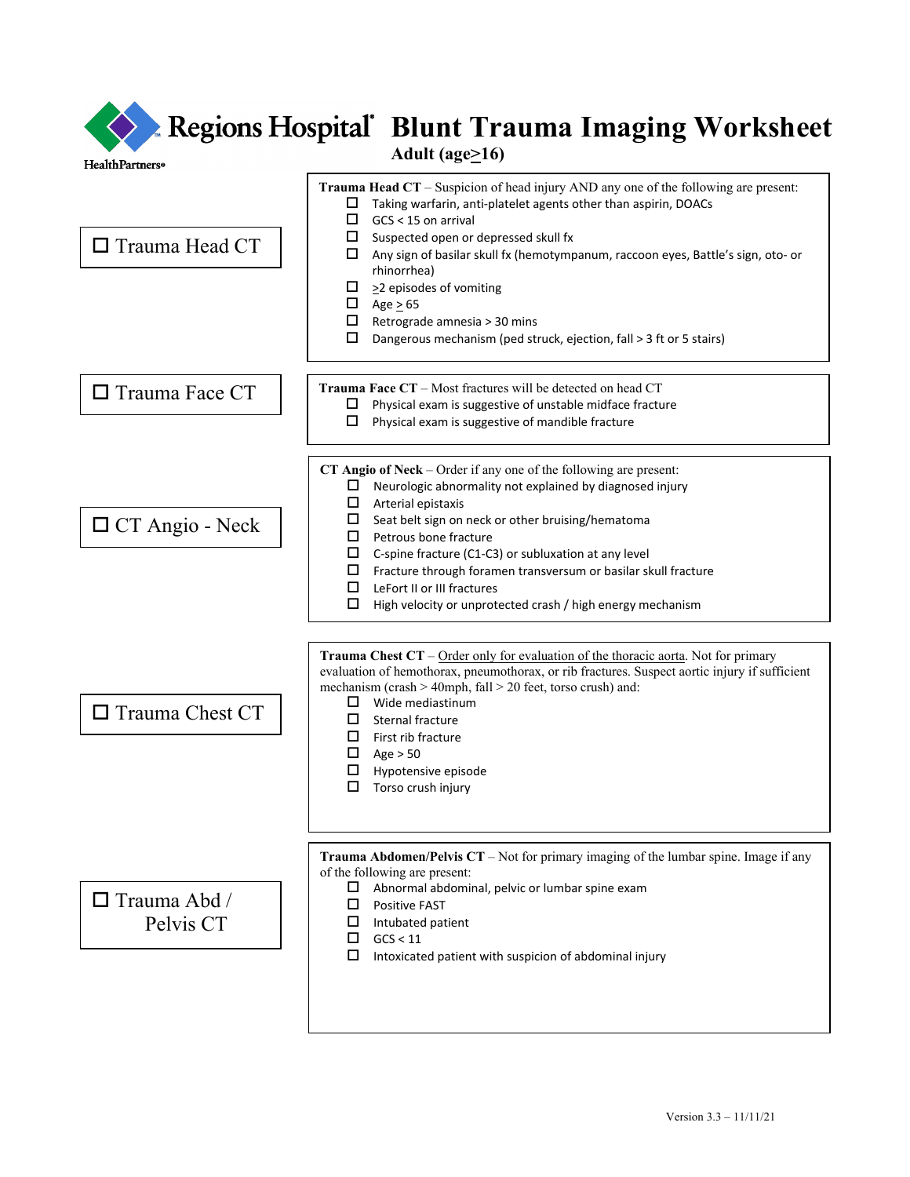# Regions Hospital Blunt Trauma Imaging Worksheet

**Adult (age≥16)**

HealthPartners

## ☐ Trauma Head CT

**Trauma Head CT** – Suspicion of head injury AND any one of the following are present:

- ☐ Taking warfarin, anti-platelet agents other than aspirin, DOACs
- ☐ GCS < 15 on arrival
- ☐ Suspected open or depressed skull fx
- ☐ Any sign of basilar skull fx (hemotympanum, raccoon eyes, Battle's sign, oto- or rhinorrhea)
- ☐ ≥2 episodes of vomiting
- ☐ Age ≥ 65
- ☐ Retrograde amnesia > 30 mins
- ☐ Dangerous mechanism (ped struck, ejection, fall > 3 ft or 5 stairs)

## ☐ Trauma Face CT

**Trauma Face CT** – Most fractures will be detected on head CT

- ☐ Physical exam is suggestive of unstable midface fracture
- ☐ Physical exam is suggestive of mandible fracture

## ☐ CT Angio - Neck

**CT Angio of Neck** – Order if any one of the following are present:

- ☐ Neurologic abnormality not explained by diagnosed injury
- ☐ Arterial epistaxis
- ☐ Seat belt sign on neck or other bruising/hematoma
- ☐ Petrous bone fracture
- ☐ C-spine fracture (C1-C3) or subluxation at any level
- ☐ Fracture through foramen transversum or basilar skull fracture
- ☐ LeFort II or III fractures
- ☐ High velocity or unprotected crash / high energy mechanism

## ☐ Trauma Chest CT

**Trauma Chest CT** – Order only for evaluation of the thoracic aorta. Not for primary evaluation of hemothorax, pneumothorax, or rib fractures. Suspect aortic injury if sufficient mechanism (crash > 40mph, fall > 20 feet, torso crush) and:

- ☐ Wide mediastinum
- ☐ Sternal fracture
- ☐ First rib fracture
- ☐ Age > 50
- ☐ Hypotensive episode
- ☐ Torso crush injury

## ☐ Trauma Abd / Pelvis CT

**Trauma Abdomen/Pelvis CT** – Not for primary imaging of the lumbar spine. Image if any of the following are present:

- ☐ Abnormal abdominal, pelvic or lumbar spine exam
- ☐ Positive FAST
- ☐ Intubated patient
- ☐ GCS < 11
- ☐ Intoxicated patient with suspicion of abdominal injury

Version 3.3 – 11/11/21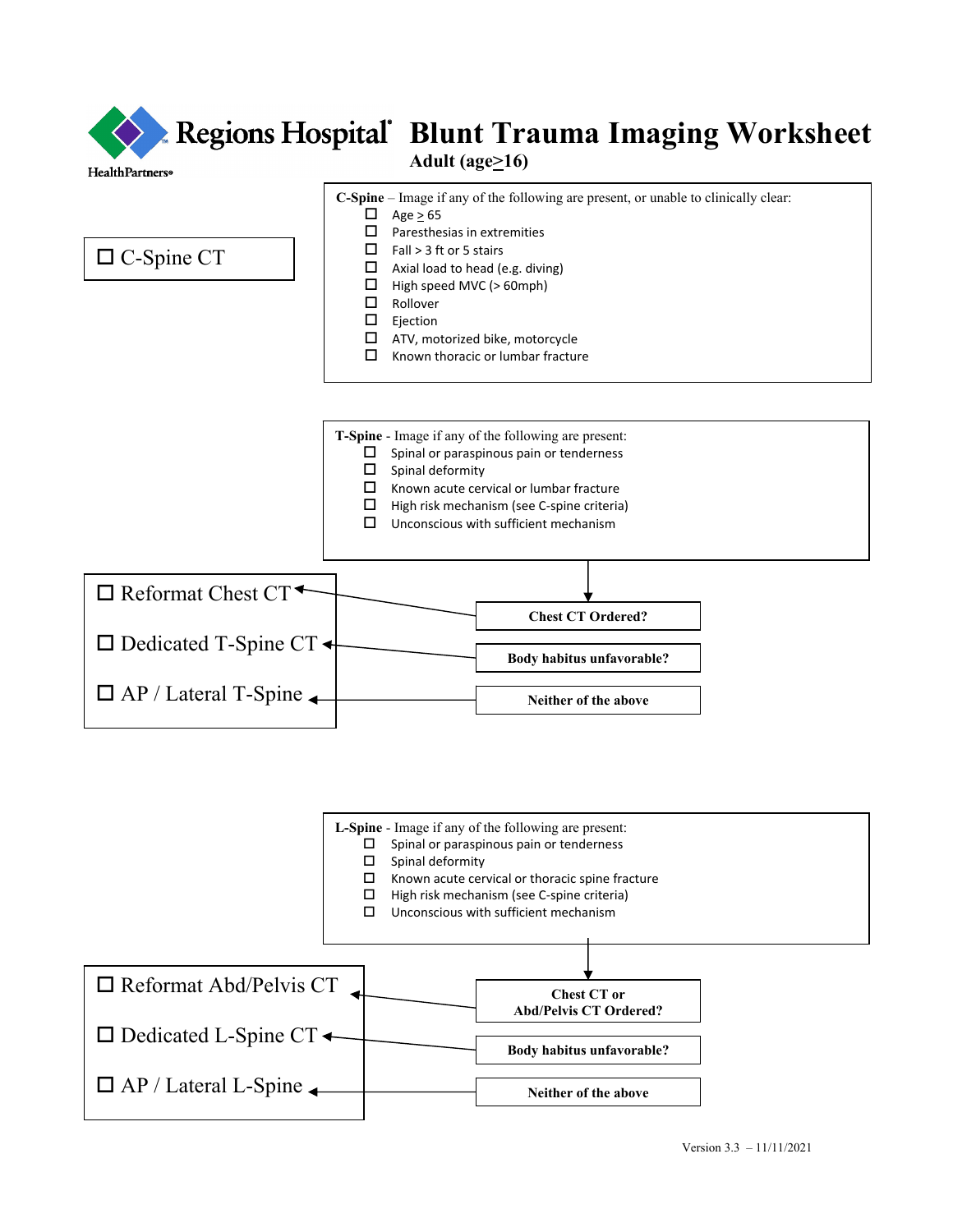# Regions Hospital Blunt Trauma Imaging Worksheet

HealthPartners

**Adult (age≥16)**

☐ C-Spine CT

**C-Spine** – Image if any of the following are present, or unable to clinically clear:

- ☐ Age ≥ 65
- ☐ Paresthesias in extremities
- ☐ Fall > 3 ft or 5 stairs
- ☐ Axial load to head (e.g. diving)
- ☐ High speed MVC (> 60mph)
- ☐ Rollover
- ☐ Ejection
- ☐ ATV, motorized bike, motorcycle
- ☐ Known thoracic or lumbar fracture

**T-Spine** - Image if any of the following are present:

- ☐ Spinal or paraspinous pain or tenderness
- ☐ Spinal deformity
- ☐ Known acute cervical or lumbar fracture
- ☐ High risk mechanism (see C-spine criteria)
- ☐ Unconscious with sufficient mechanism

**Chest CT Ordered?** → ☐ Reformat Chest CT

**Body habitus unfavorable?** → ☐ Dedicated T-Spine CT

**Neither of the above** → ☐ AP / Lateral T-Spine

**L-Spine** - Image if any of the following are present:

- ☐ Spinal or paraspinous pain or tenderness
- ☐ Spinal deformity
- ☐ Known acute cervical or thoracic spine fracture
- ☐ High risk mechanism (see C-spine criteria)
- ☐ Unconscious with sufficient mechanism

**Chest CT or Abd/Pelvis CT Ordered?** → ☐ Reformat Abd/Pelvis CT

**Body habitus unfavorable?** → ☐ Dedicated L-Spine CT

**Neither of the above** → ☐ AP / Lateral L-Spine

Version 3.3 – 11/11/2021